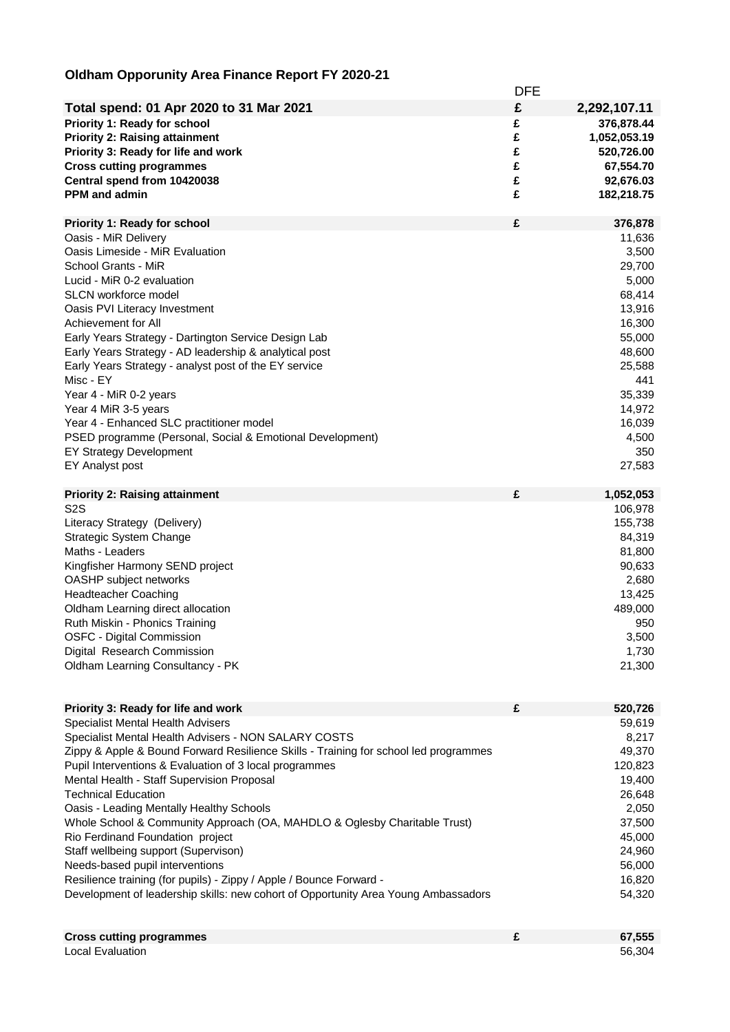# Oldham Opporunity Area Finance Report FY 2020-21

| | DFE | |
|---|---|---|
| **Total spend: 01 Apr 2020 to 31 Mar 2021** | **£** | **2,292,107.11** |
| **Priority 1: Ready for school** | **£** | **376,878.44** |
| **Priority 2: Raising attainment** | **£** | **1,052,053.19** |
| **Priority 3: Ready for life and work** | **£** | **520,726.00** |
| **Cross cutting programmes** | **£** | **67,554.70** |
| **Central spend from 10420038** | **£** | **92,676.03** |
| **PPM and admin** | **£** | **182,218.75** |

| **Priority 1: Ready for school** | **£** | **376,878** |
|---|---|---|
| Oasis - MiR Delivery | | 11,636 |
| Oasis Limeside - MiR Evaluation | | 3,500 |
| School Grants - MiR | | 29,700 |
| Lucid - MiR 0-2 evaluation | | 5,000 |
| SLCN workforce model | | 68,414 |
| Oasis PVI Literacy Investment | | 13,916 |
| Achievement for All | | 16,300 |
| Early Years Strategy - Dartington Service Design Lab | | 55,000 |
| Early Years Strategy - AD leadership & analytical post | | 48,600 |
| Early Years Strategy - analyst post of the EY service | | 25,588 |
| Misc - EY | | 441 |
| Year 4 - MiR 0-2 years | | 35,339 |
| Year 4 MiR 3-5 years | | 14,972 |
| Year 4 - Enhanced SLC practitioner model | | 16,039 |
| PSED programme (Personal, Social & Emotional Development) | | 4,500 |
| EY Strategy Development | | 350 |
| EY Analyst post | | 27,583 |

| **Priority 2: Raising attainment** | **£** | **1,052,053** |
|---|---|---|
| S2S | | 106,978 |
| Literacy Strategy (Delivery) | | 155,738 |
| Strategic System Change | | 84,319 |
| Maths - Leaders | | 81,800 |
| Kingfisher Harmony SEND project | | 90,633 |
| OASHP subject networks | | 2,680 |
| Headteacher Coaching | | 13,425 |
| Oldham Learning direct allocation | | 489,000 |
| Ruth Miskin - Phonics Training | | 950 |
| OSFC - Digital Commission | | 3,500 |
| Digital Research Commission | | 1,730 |
| Oldham Learning Consultancy - PK | | 21,300 |

| **Priority 3: Ready for life and work** | **£** | **520,726** |
|---|---|---|
| Specialist Mental Health Advisers | | 59,619 |
| Specialist Mental Health Advisers - NON SALARY COSTS | | 8,217 |
| Zippy & Apple & Bound Forward Resilience Skills - Training for school led programmes | | 49,370 |
| Pupil Interventions & Evaluation of 3 local programmes | | 120,823 |
| Mental Health - Staff Supervision Proposal | | 19,400 |
| Technical Education | | 26,648 |
| Oasis - Leading Mentally Healthy Schools | | 2,050 |
| Whole School & Community Approach (OA, MAHDLO & Oglesby Charitable Trust) | | 37,500 |
| Rio Ferdinand Foundation project | | 45,000 |
| Staff wellbeing support (Supervison) | | 24,960 |
| Needs-based pupil interventions | | 56,000 |
| Resilience training (for pupils) - Zippy / Apple / Bounce Forward - | | 16,820 |
| Development of leadership skills: new cohort of Opportunity Area Young Ambassadors | | 54,320 |

| **Cross cutting programmes** | **£** | **67,555** |
|---|---|---|
| Local Evaluation | | 56,304 |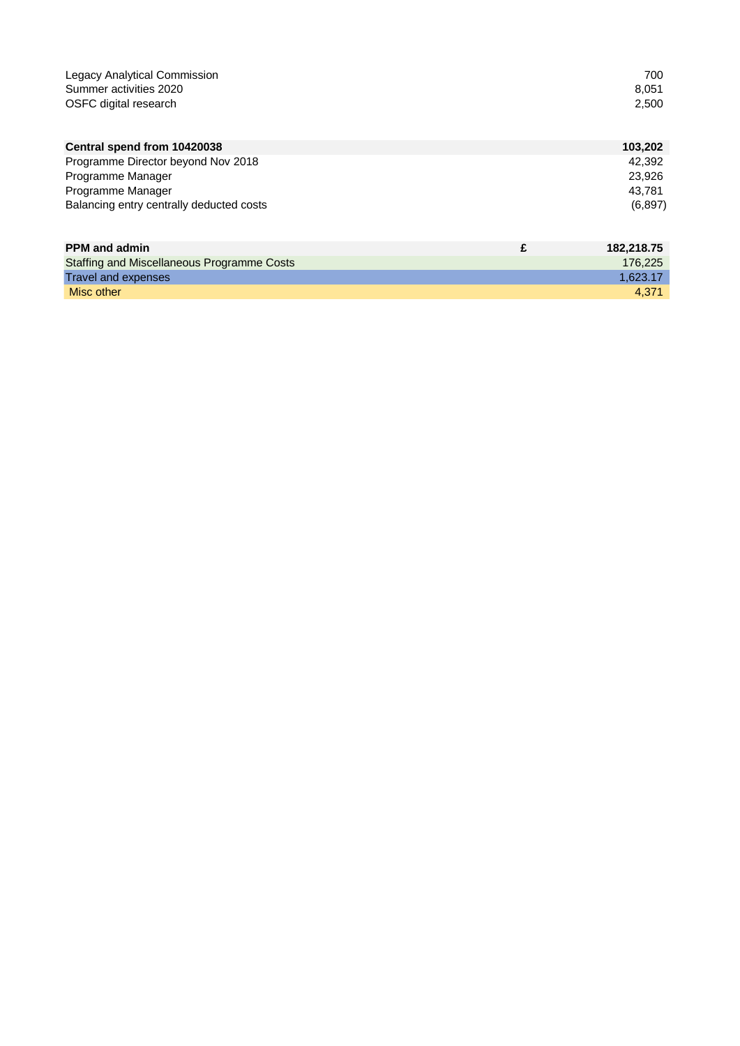| | | |
|---|---|---|
| Legacy Analytical Commission | | 700 |
| Summer activities 2020 | | 8,051 |
| OSFC digital research | | 2,500 |

| | | |
|---|---|---|
| **Central spend from 10420038** | | **103,202** |
| Programme Director beyond Nov 2018 | | 42,392 |
| Programme Manager | | 23,926 |
| Programme Manager | | 43,781 |
| Balancing entry centrally deducted costs | | (6,897) |

| | | |
|---|---|---|
| **PPM and admin** | **£** | **182,218.75** |
| Staffing and Miscellaneous Programme Costs | | 176,225 |
| Travel and expenses | | 1,623.17 |
| Misc other | | 4,371 |